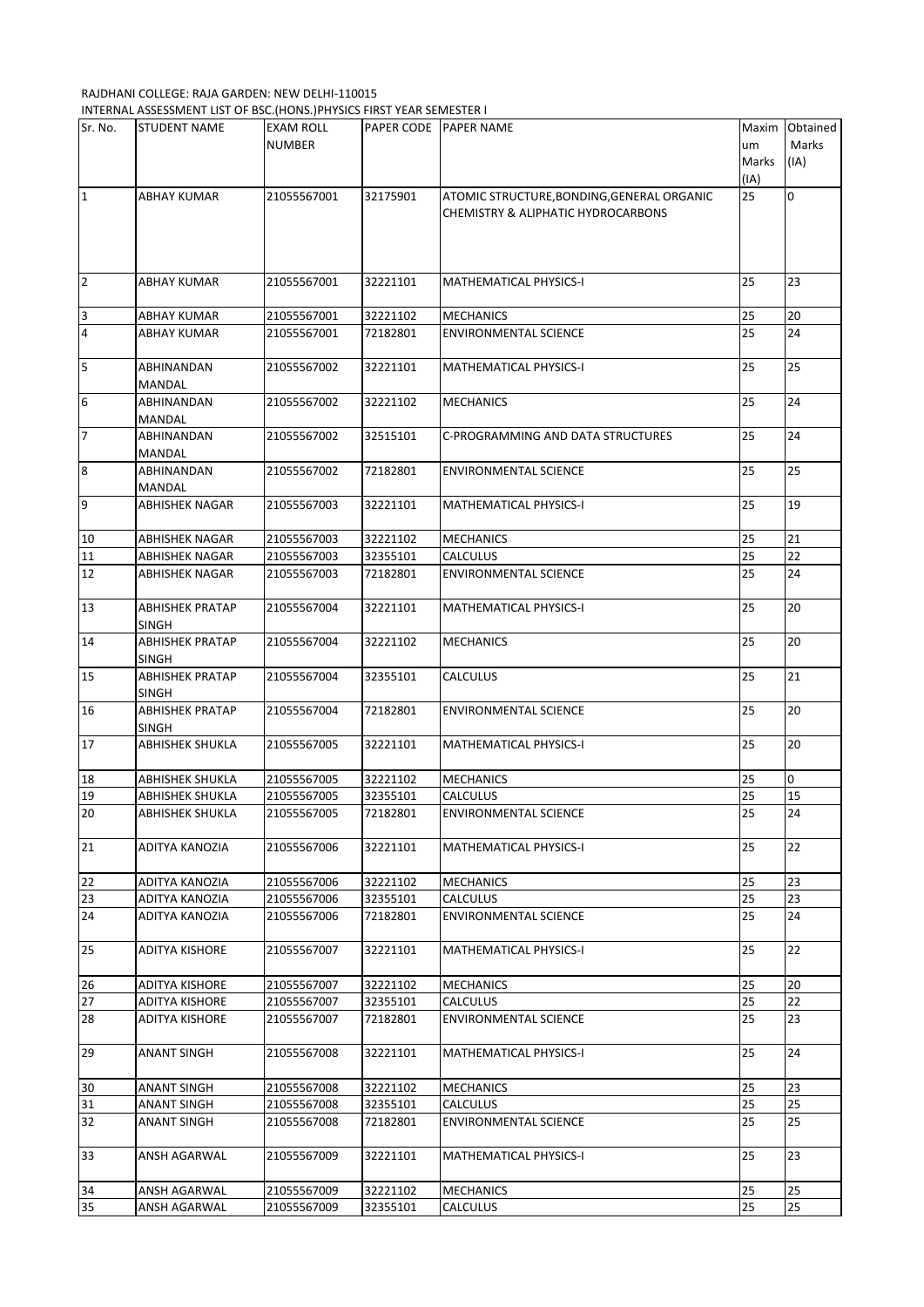RAJDHANI COLLEGE: RAJA GARDEN: NEW DELHI-110015

INTERNAL ASSESSMENT LIST OF BSC.(HONS.)PHYSICS FIRST YEAR SEMESTER I

| Sr. No. | STUDENT NAME | EXAM ROLL NUMBER | PAPER CODE | PAPER NAME | Maximum Marks (IA) | Obtained Marks (IA) |
|---|---|---|---|---|---|---|
| 1 | ABHAY KUMAR | 21055567001 | 32175901 | ATOMIC STRUCTURE,BONDING,GENERAL ORGANIC CHEMISTRY & ALIPHATIC HYDROCARBONS | 25 | 0 |
| 2 | ABHAY KUMAR | 21055567001 | 32221101 | MATHEMATICAL PHYSICS-I | 25 | 23 |
| 3 | ABHAY KUMAR | 21055567001 | 32221102 | MECHANICS | 25 | 20 |
| 4 | ABHAY KUMAR | 21055567001 | 72182801 | ENVIRONMENTAL SCIENCE | 25 | 24 |
| 5 | ABHINANDAN MANDAL | 21055567002 | 32221101 | MATHEMATICAL PHYSICS-I | 25 | 25 |
| 6 | ABHINANDAN MANDAL | 21055567002 | 32221102 | MECHANICS | 25 | 24 |
| 7 | ABHINANDAN MANDAL | 21055567002 | 32515101 | C-PROGRAMMING AND DATA STRUCTURES | 25 | 24 |
| 8 | ABHINANDAN MANDAL | 21055567002 | 72182801 | ENVIRONMENTAL SCIENCE | 25 | 25 |
| 9 | ABHISHEK NAGAR | 21055567003 | 32221101 | MATHEMATICAL PHYSICS-I | 25 | 19 |
| 10 | ABHISHEK NAGAR | 21055567003 | 32221102 | MECHANICS | 25 | 21 |
| 11 | ABHISHEK NAGAR | 21055567003 | 32355101 | CALCULUS | 25 | 22 |
| 12 | ABHISHEK NAGAR | 21055567003 | 72182801 | ENVIRONMENTAL SCIENCE | 25 | 24 |
| 13 | ABHISHEK PRATAP SINGH | 21055567004 | 32221101 | MATHEMATICAL PHYSICS-I | 25 | 20 |
| 14 | ABHISHEK PRATAP SINGH | 21055567004 | 32221102 | MECHANICS | 25 | 20 |
| 15 | ABHISHEK PRATAP SINGH | 21055567004 | 32355101 | CALCULUS | 25 | 21 |
| 16 | ABHISHEK PRATAP SINGH | 21055567004 | 72182801 | ENVIRONMENTAL SCIENCE | 25 | 20 |
| 17 | ABHISHEK SHUKLA | 21055567005 | 32221101 | MATHEMATICAL PHYSICS-I | 25 | 20 |
| 18 | ABHISHEK SHUKLA | 21055567005 | 32221102 | MECHANICS | 25 | 0 |
| 19 | ABHISHEK SHUKLA | 21055567005 | 32355101 | CALCULUS | 25 | 15 |
| 20 | ABHISHEK SHUKLA | 21055567005 | 72182801 | ENVIRONMENTAL SCIENCE | 25 | 24 |
| 21 | ADITYA KANOZIA | 21055567006 | 32221101 | MATHEMATICAL PHYSICS-I | 25 | 22 |
| 22 | ADITYA KANOZIA | 21055567006 | 32221102 | MECHANICS | 25 | 23 |
| 23 | ADITYA KANOZIA | 21055567006 | 32355101 | CALCULUS | 25 | 23 |
| 24 | ADITYA KANOZIA | 21055567006 | 72182801 | ENVIRONMENTAL SCIENCE | 25 | 24 |
| 25 | ADITYA KISHORE | 21055567007 | 32221101 | MATHEMATICAL PHYSICS-I | 25 | 22 |
| 26 | ADITYA KISHORE | 21055567007 | 32221102 | MECHANICS | 25 | 20 |
| 27 | ADITYA KISHORE | 21055567007 | 32355101 | CALCULUS | 25 | 22 |
| 28 | ADITYA KISHORE | 21055567007 | 72182801 | ENVIRONMENTAL SCIENCE | 25 | 23 |
| 29 | ANANT SINGH | 21055567008 | 32221101 | MATHEMATICAL PHYSICS-I | 25 | 24 |
| 30 | ANANT SINGH | 21055567008 | 32221102 | MECHANICS | 25 | 23 |
| 31 | ANANT SINGH | 21055567008 | 32355101 | CALCULUS | 25 | 25 |
| 32 | ANANT SINGH | 21055567008 | 72182801 | ENVIRONMENTAL SCIENCE | 25 | 25 |
| 33 | ANSH AGARWAL | 21055567009 | 32221101 | MATHEMATICAL PHYSICS-I | 25 | 23 |
| 34 | ANSH AGARWAL | 21055567009 | 32221102 | MECHANICS | 25 | 25 |
| 35 | ANSH AGARWAL | 21055567009 | 32355101 | CALCULUS | 25 | 25 |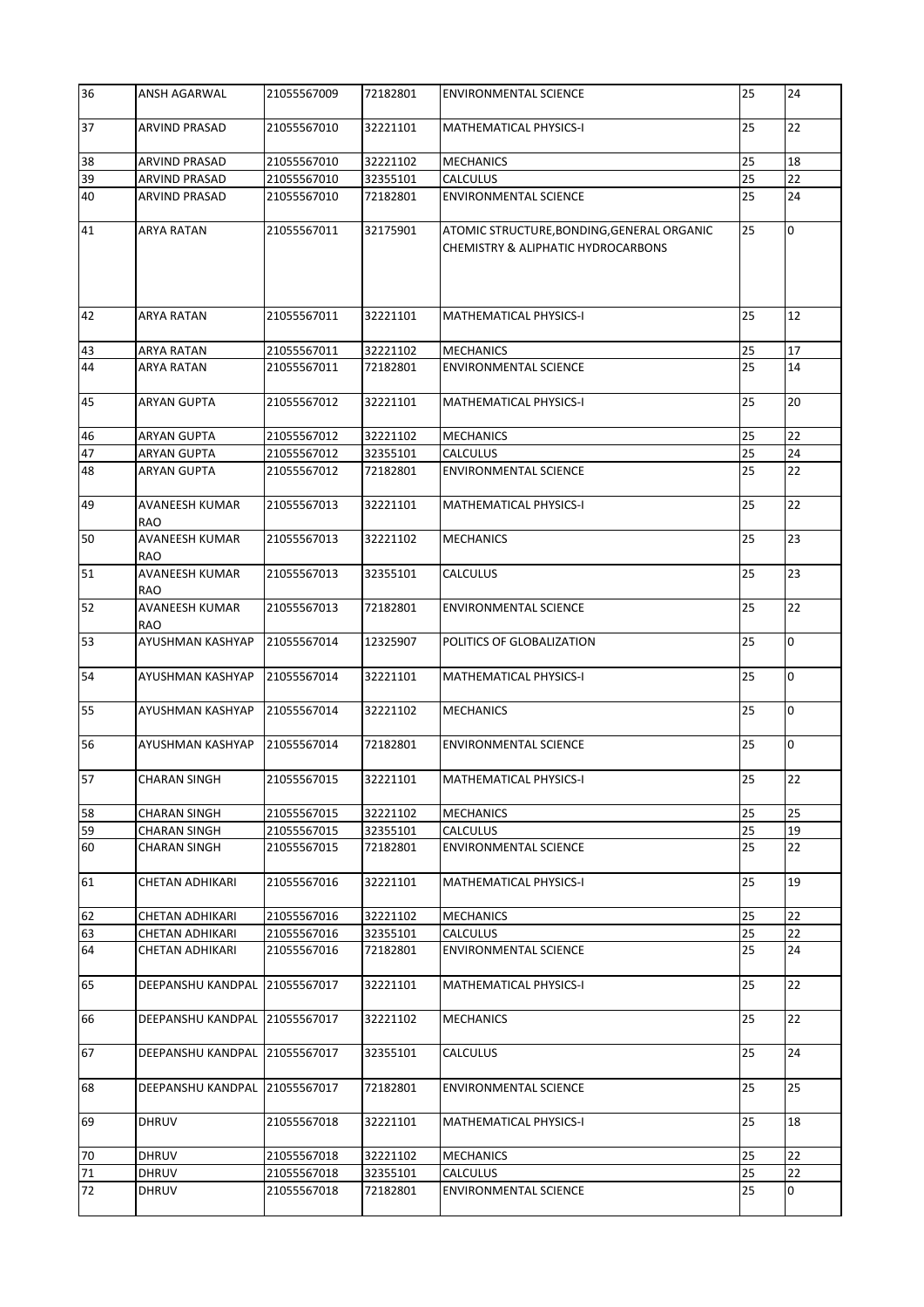| | | | | | | |
|---|---|---|---|---|---|---|
| 36 | ANSH AGARWAL | 21055567009 | 72182801 | ENVIRONMENTAL SCIENCE | 25 | 24 |
| 37 | ARVIND PRASAD | 21055567010 | 32221101 | MATHEMATICAL PHYSICS-I | 25 | 22 |
| 38 | ARVIND PRASAD | 21055567010 | 32221102 | MECHANICS | 25 | 18 |
| 39 | ARVIND PRASAD | 21055567010 | 32355101 | CALCULUS | 25 | 22 |
| 40 | ARVIND PRASAD | 21055567010 | 72182801 | ENVIRONMENTAL SCIENCE | 25 | 24 |
| 41 | ARYA RATAN | 21055567011 | 32175901 | ATOMIC STRUCTURE,BONDING,GENERAL ORGANIC CHEMISTRY & ALIPHATIC HYDROCARBONS | 25 | 0 |
| 42 | ARYA RATAN | 21055567011 | 32221101 | MATHEMATICAL PHYSICS-I | 25 | 12 |
| 43 | ARYA RATAN | 21055567011 | 32221102 | MECHANICS | 25 | 17 |
| 44 | ARYA RATAN | 21055567011 | 72182801 | ENVIRONMENTAL SCIENCE | 25 | 14 |
| 45 | ARYAN GUPTA | 21055567012 | 32221101 | MATHEMATICAL PHYSICS-I | 25 | 20 |
| 46 | ARYAN GUPTA | 21055567012 | 32221102 | MECHANICS | 25 | 22 |
| 47 | ARYAN GUPTA | 21055567012 | 32355101 | CALCULUS | 25 | 24 |
| 48 | ARYAN GUPTA | 21055567012 | 72182801 | ENVIRONMENTAL SCIENCE | 25 | 22 |
| 49 | AVANEESH KUMAR RAO | 21055567013 | 32221101 | MATHEMATICAL PHYSICS-I | 25 | 22 |
| 50 | AVANEESH KUMAR RAO | 21055567013 | 32221102 | MECHANICS | 25 | 23 |
| 51 | AVANEESH KUMAR RAO | 21055567013 | 32355101 | CALCULUS | 25 | 23 |
| 52 | AVANEESH KUMAR RAO | 21055567013 | 72182801 | ENVIRONMENTAL SCIENCE | 25 | 22 |
| 53 | AYUSHMAN KASHYAP | 21055567014 | 12325907 | POLITICS OF GLOBALIZATION | 25 | 0 |
| 54 | AYUSHMAN KASHYAP | 21055567014 | 32221101 | MATHEMATICAL PHYSICS-I | 25 | 0 |
| 55 | AYUSHMAN KASHYAP | 21055567014 | 32221102 | MECHANICS | 25 | 0 |
| 56 | AYUSHMAN KASHYAP | 21055567014 | 72182801 | ENVIRONMENTAL SCIENCE | 25 | 0 |
| 57 | CHARAN SINGH | 21055567015 | 32221101 | MATHEMATICAL PHYSICS-I | 25 | 22 |
| 58 | CHARAN SINGH | 21055567015 | 32221102 | MECHANICS | 25 | 25 |
| 59 | CHARAN SINGH | 21055567015 | 32355101 | CALCULUS | 25 | 19 |
| 60 | CHARAN SINGH | 21055567015 | 72182801 | ENVIRONMENTAL SCIENCE | 25 | 22 |
| 61 | CHETAN ADHIKARI | 21055567016 | 32221101 | MATHEMATICAL PHYSICS-I | 25 | 19 |
| 62 | CHETAN ADHIKARI | 21055567016 | 32221102 | MECHANICS | 25 | 22 |
| 63 | CHETAN ADHIKARI | 21055567016 | 32355101 | CALCULUS | 25 | 22 |
| 64 | CHETAN ADHIKARI | 21055567016 | 72182801 | ENVIRONMENTAL SCIENCE | 25 | 24 |
| 65 | DEEPANSHU KANDPAL | 21055567017 | 32221101 | MATHEMATICAL PHYSICS-I | 25 | 22 |
| 66 | DEEPANSHU KANDPAL | 21055567017 | 32221102 | MECHANICS | 25 | 22 |
| 67 | DEEPANSHU KANDPAL | 21055567017 | 32355101 | CALCULUS | 25 | 24 |
| 68 | DEEPANSHU KANDPAL | 21055567017 | 72182801 | ENVIRONMENTAL SCIENCE | 25 | 25 |
| 69 | DHRUV | 21055567018 | 32221101 | MATHEMATICAL PHYSICS-I | 25 | 18 |
| 70 | DHRUV | 21055567018 | 32221102 | MECHANICS | 25 | 22 |
| 71 | DHRUV | 21055567018 | 32355101 | CALCULUS | 25 | 22 |
| 72 | DHRUV | 21055567018 | 72182801 | ENVIRONMENTAL SCIENCE | 25 | 0 |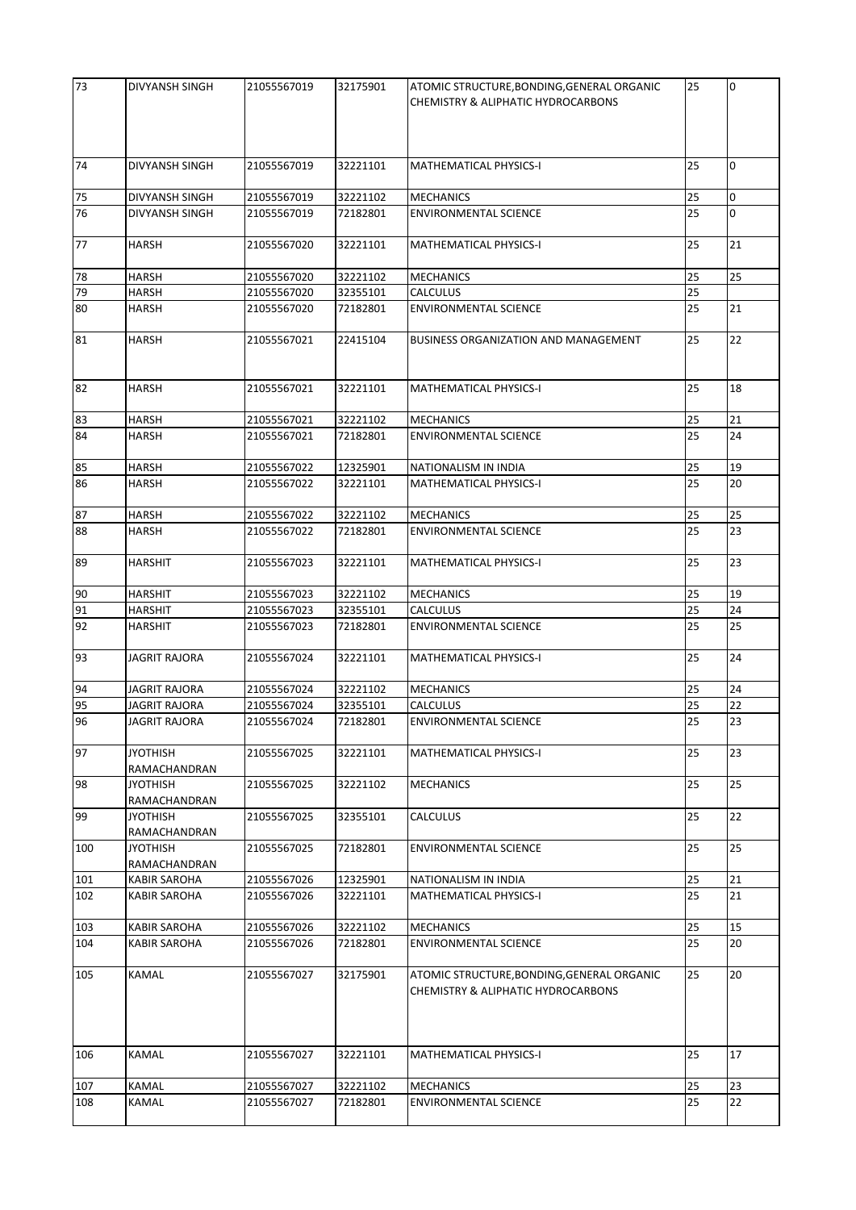| 73 | DIVYANSH SINGH | 21055567019 | 32175901 | ATOMIC STRUCTURE,BONDING,GENERAL ORGANIC CHEMISTRY & ALIPHATIC HYDROCARBONS | 25 | 0 |
|---|---|---|---|---|---|---|
| 74 | DIVYANSH SINGH | 21055567019 | 32221101 | MATHEMATICAL PHYSICS-I | 25 | 0 |
| 75 | DIVYANSH SINGH | 21055567019 | 32221102 | MECHANICS | 25 | 0 |
| 76 | DIVYANSH SINGH | 21055567019 | 72182801 | ENVIRONMENTAL SCIENCE | 25 | 0 |
| 77 | HARSH | 21055567020 | 32221101 | MATHEMATICAL PHYSICS-I | 25 | 21 |
| 78 | HARSH | 21055567020 | 32221102 | MECHANICS | 25 | 25 |
| 79 | HARSH | 21055567020 | 32355101 | CALCULUS | 25 | |
| 80 | HARSH | 21055567020 | 72182801 | ENVIRONMENTAL SCIENCE | 25 | 21 |
| 81 | HARSH | 21055567021 | 22415104 | BUSINESS ORGANIZATION AND MANAGEMENT | 25 | 22 |
| 82 | HARSH | 21055567021 | 32221101 | MATHEMATICAL PHYSICS-I | 25 | 18 |
| 83 | HARSH | 21055567021 | 32221102 | MECHANICS | 25 | 21 |
| 84 | HARSH | 21055567021 | 72182801 | ENVIRONMENTAL SCIENCE | 25 | 24 |
| 85 | HARSH | 21055567022 | 12325901 | NATIONALISM IN INDIA | 25 | 19 |
| 86 | HARSH | 21055567022 | 32221101 | MATHEMATICAL PHYSICS-I | 25 | 20 |
| 87 | HARSH | 21055567022 | 32221102 | MECHANICS | 25 | 25 |
| 88 | HARSH | 21055567022 | 72182801 | ENVIRONMENTAL SCIENCE | 25 | 23 |
| 89 | HARSHIT | 21055567023 | 32221101 | MATHEMATICAL PHYSICS-I | 25 | 23 |
| 90 | HARSHIT | 21055567023 | 32221102 | MECHANICS | 25 | 19 |
| 91 | HARSHIT | 21055567023 | 32355101 | CALCULUS | 25 | 24 |
| 92 | HARSHIT | 21055567023 | 72182801 | ENVIRONMENTAL SCIENCE | 25 | 25 |
| 93 | JAGRIT RAJORA | 21055567024 | 32221101 | MATHEMATICAL PHYSICS-I | 25 | 24 |
| 94 | JAGRIT RAJORA | 21055567024 | 32221102 | MECHANICS | 25 | 24 |
| 95 | JAGRIT RAJORA | 21055567024 | 32355101 | CALCULUS | 25 | 22 |
| 96 | JAGRIT RAJORA | 21055567024 | 72182801 | ENVIRONMENTAL SCIENCE | 25 | 23 |
| 97 | JYOTHISH RAMACHANDRAN | 21055567025 | 32221101 | MATHEMATICAL PHYSICS-I | 25 | 23 |
| 98 | JYOTHISH RAMACHANDRAN | 21055567025 | 32221102 | MECHANICS | 25 | 25 |
| 99 | JYOTHISH RAMACHANDRAN | 21055567025 | 32355101 | CALCULUS | 25 | 22 |
| 100 | JYOTHISH RAMACHANDRAN | 21055567025 | 72182801 | ENVIRONMENTAL SCIENCE | 25 | 25 |
| 101 | KABIR SAROHA | 21055567026 | 12325901 | NATIONALISM IN INDIA | 25 | 21 |
| 102 | KABIR SAROHA | 21055567026 | 32221101 | MATHEMATICAL PHYSICS-I | 25 | 21 |
| 103 | KABIR SAROHA | 21055567026 | 32221102 | MECHANICS | 25 | 15 |
| 104 | KABIR SAROHA | 21055567026 | 72182801 | ENVIRONMENTAL SCIENCE | 25 | 20 |
| 105 | KAMAL | 21055567027 | 32175901 | ATOMIC STRUCTURE,BONDING,GENERAL ORGANIC CHEMISTRY & ALIPHATIC HYDROCARBONS | 25 | 20 |
| 106 | KAMAL | 21055567027 | 32221101 | MATHEMATICAL PHYSICS-I | 25 | 17 |
| 107 | KAMAL | 21055567027 | 32221102 | MECHANICS | 25 | 23 |
| 108 | KAMAL | 21055567027 | 72182801 | ENVIRONMENTAL SCIENCE | 25 | 22 |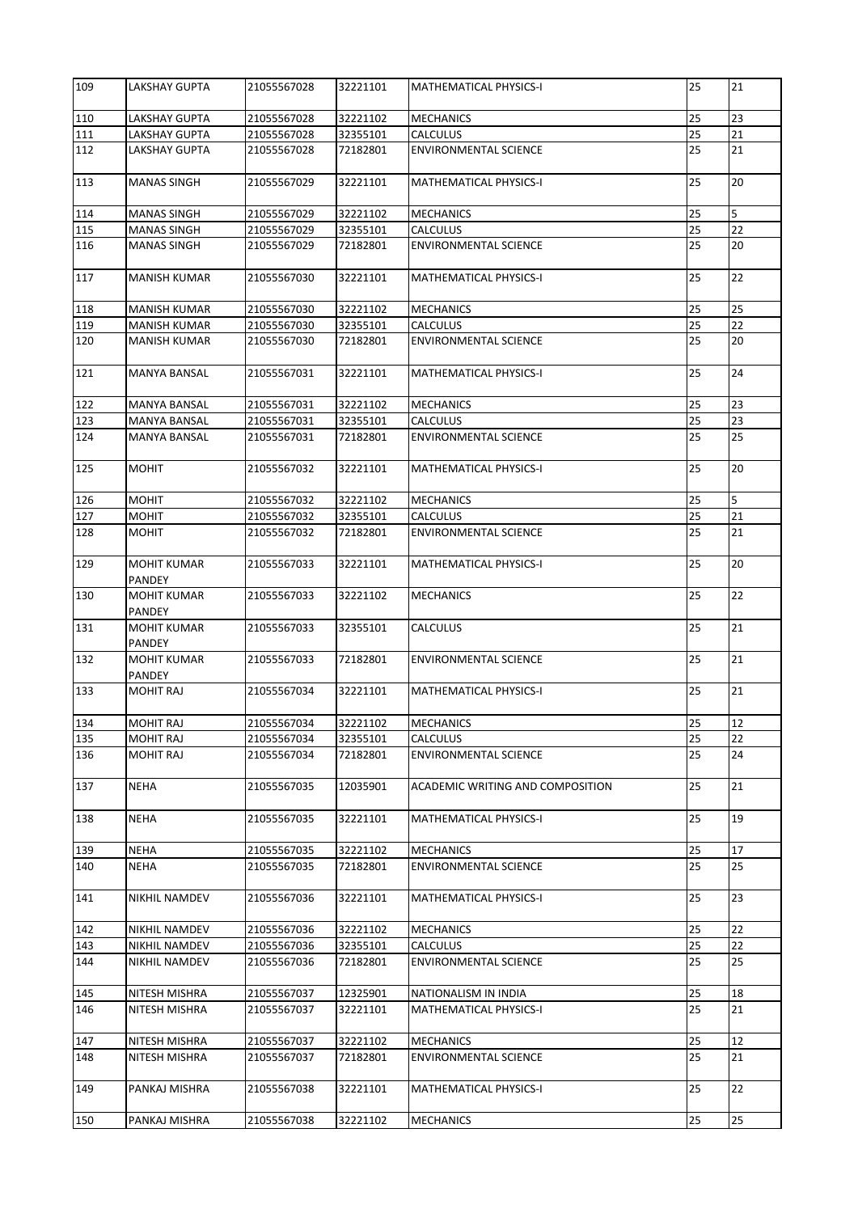| | | | | | | |
|---|---|---|---|---|---|---|
| 109 | LAKSHAY GUPTA | 21055567028 | 32221101 | MATHEMATICAL PHYSICS-I | 25 | 21 |
| 110 | LAKSHAY GUPTA | 21055567028 | 32221102 | MECHANICS | 25 | 23 |
| 111 | LAKSHAY GUPTA | 21055567028 | 32355101 | CALCULUS | 25 | 21 |
| 112 | LAKSHAY GUPTA | 21055567028 | 72182801 | ENVIRONMENTAL SCIENCE | 25 | 21 |
| 113 | MANAS SINGH | 21055567029 | 32221101 | MATHEMATICAL PHYSICS-I | 25 | 20 |
| 114 | MANAS SINGH | 21055567029 | 32221102 | MECHANICS | 25 | 5 |
| 115 | MANAS SINGH | 21055567029 | 32355101 | CALCULUS | 25 | 22 |
| 116 | MANAS SINGH | 21055567029 | 72182801 | ENVIRONMENTAL SCIENCE | 25 | 20 |
| 117 | MANISH KUMAR | 21055567030 | 32221101 | MATHEMATICAL PHYSICS-I | 25 | 22 |
| 118 | MANISH KUMAR | 21055567030 | 32221102 | MECHANICS | 25 | 25 |
| 119 | MANISH KUMAR | 21055567030 | 32355101 | CALCULUS | 25 | 22 |
| 120 | MANISH KUMAR | 21055567030 | 72182801 | ENVIRONMENTAL SCIENCE | 25 | 20 |
| 121 | MANYA BANSAL | 21055567031 | 32221101 | MATHEMATICAL PHYSICS-I | 25 | 24 |
| 122 | MANYA BANSAL | 21055567031 | 32221102 | MECHANICS | 25 | 23 |
| 123 | MANYA BANSAL | 21055567031 | 32355101 | CALCULUS | 25 | 23 |
| 124 | MANYA BANSAL | 21055567031 | 72182801 | ENVIRONMENTAL SCIENCE | 25 | 25 |
| 125 | MOHIT | 21055567032 | 32221101 | MATHEMATICAL PHYSICS-I | 25 | 20 |
| 126 | MOHIT | 21055567032 | 32221102 | MECHANICS | 25 | 5 |
| 127 | MOHIT | 21055567032 | 32355101 | CALCULUS | 25 | 21 |
| 128 | MOHIT | 21055567032 | 72182801 | ENVIRONMENTAL SCIENCE | 25 | 21 |
| 129 | MOHIT KUMAR PANDEY | 21055567033 | 32221101 | MATHEMATICAL PHYSICS-I | 25 | 20 |
| 130 | MOHIT KUMAR PANDEY | 21055567033 | 32221102 | MECHANICS | 25 | 22 |
| 131 | MOHIT KUMAR PANDEY | 21055567033 | 32355101 | CALCULUS | 25 | 21 |
| 132 | MOHIT KUMAR PANDEY | 21055567033 | 72182801 | ENVIRONMENTAL SCIENCE | 25 | 21 |
| 133 | MOHIT RAJ | 21055567034 | 32221101 | MATHEMATICAL PHYSICS-I | 25 | 21 |
| 134 | MOHIT RAJ | 21055567034 | 32221102 | MECHANICS | 25 | 12 |
| 135 | MOHIT RAJ | 21055567034 | 32355101 | CALCULUS | 25 | 22 |
| 136 | MOHIT RAJ | 21055567034 | 72182801 | ENVIRONMENTAL SCIENCE | 25 | 24 |
| 137 | NEHA | 21055567035 | 12035901 | ACADEMIC WRITING AND COMPOSITION | 25 | 21 |
| 138 | NEHA | 21055567035 | 32221101 | MATHEMATICAL PHYSICS-I | 25 | 19 |
| 139 | NEHA | 21055567035 | 32221102 | MECHANICS | 25 | 17 |
| 140 | NEHA | 21055567035 | 72182801 | ENVIRONMENTAL SCIENCE | 25 | 25 |
| 141 | NIKHIL NAMDEV | 21055567036 | 32221101 | MATHEMATICAL PHYSICS-I | 25 | 23 |
| 142 | NIKHIL NAMDEV | 21055567036 | 32221102 | MECHANICS | 25 | 22 |
| 143 | NIKHIL NAMDEV | 21055567036 | 32355101 | CALCULUS | 25 | 22 |
| 144 | NIKHIL NAMDEV | 21055567036 | 72182801 | ENVIRONMENTAL SCIENCE | 25 | 25 |
| 145 | NITESH MISHRA | 21055567037 | 12325901 | NATIONALISM IN INDIA | 25 | 18 |
| 146 | NITESH MISHRA | 21055567037 | 32221101 | MATHEMATICAL PHYSICS-I | 25 | 21 |
| 147 | NITESH MISHRA | 21055567037 | 32221102 | MECHANICS | 25 | 12 |
| 148 | NITESH MISHRA | 21055567037 | 72182801 | ENVIRONMENTAL SCIENCE | 25 | 21 |
| 149 | PANKAJ MISHRA | 21055567038 | 32221101 | MATHEMATICAL PHYSICS-I | 25 | 22 |
| 150 | PANKAJ MISHRA | 21055567038 | 32221102 | MECHANICS | 25 | 25 |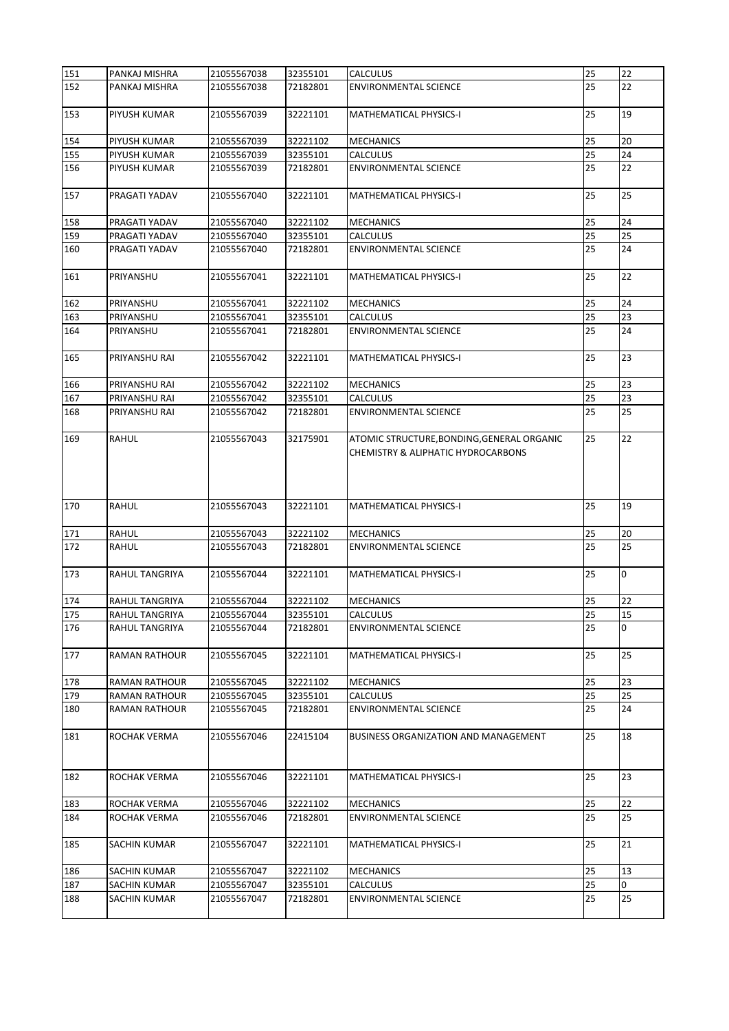| | | | | | | |
|---|---|---|---|---|---|---|
| 151 | PANKAJ MISHRA | 21055567038 | 32355101 | CALCULUS | 25 | 22 |
| 152 | PANKAJ MISHRA | 21055567038 | 72182801 | ENVIRONMENTAL SCIENCE | 25 | 22 |
| 153 | PIYUSH KUMAR | 21055567039 | 32221101 | MATHEMATICAL PHYSICS-I | 25 | 19 |
| 154 | PIYUSH KUMAR | 21055567039 | 32221102 | MECHANICS | 25 | 20 |
| 155 | PIYUSH KUMAR | 21055567039 | 32355101 | CALCULUS | 25 | 24 |
| 156 | PIYUSH KUMAR | 21055567039 | 72182801 | ENVIRONMENTAL SCIENCE | 25 | 22 |
| 157 | PRAGATI YADAV | 21055567040 | 32221101 | MATHEMATICAL PHYSICS-I | 25 | 25 |
| 158 | PRAGATI YADAV | 21055567040 | 32221102 | MECHANICS | 25 | 24 |
| 159 | PRAGATI YADAV | 21055567040 | 32355101 | CALCULUS | 25 | 25 |
| 160 | PRAGATI YADAV | 21055567040 | 72182801 | ENVIRONMENTAL SCIENCE | 25 | 24 |
| 161 | PRIYANSHU | 21055567041 | 32221101 | MATHEMATICAL PHYSICS-I | 25 | 22 |
| 162 | PRIYANSHU | 21055567041 | 32221102 | MECHANICS | 25 | 24 |
| 163 | PRIYANSHU | 21055567041 | 32355101 | CALCULUS | 25 | 23 |
| 164 | PRIYANSHU | 21055567041 | 72182801 | ENVIRONMENTAL SCIENCE | 25 | 24 |
| 165 | PRIYANSHU RAI | 21055567042 | 32221101 | MATHEMATICAL PHYSICS-I | 25 | 23 |
| 166 | PRIYANSHU RAI | 21055567042 | 32221102 | MECHANICS | 25 | 23 |
| 167 | PRIYANSHU RAI | 21055567042 | 32355101 | CALCULUS | 25 | 23 |
| 168 | PRIYANSHU RAI | 21055567042 | 72182801 | ENVIRONMENTAL SCIENCE | 25 | 25 |
| 169 | RAHUL | 21055567043 | 32175901 | ATOMIC STRUCTURE,BONDING,GENERAL ORGANIC CHEMISTRY & ALIPHATIC HYDROCARBONS | 25 | 22 |
| 170 | RAHUL | 21055567043 | 32221101 | MATHEMATICAL PHYSICS-I | 25 | 19 |
| 171 | RAHUL | 21055567043 | 32221102 | MECHANICS | 25 | 20 |
| 172 | RAHUL | 21055567043 | 72182801 | ENVIRONMENTAL SCIENCE | 25 | 25 |
| 173 | RAHUL TANGRIYA | 21055567044 | 32221101 | MATHEMATICAL PHYSICS-I | 25 | 0 |
| 174 | RAHUL TANGRIYA | 21055567044 | 32221102 | MECHANICS | 25 | 22 |
| 175 | RAHUL TANGRIYA | 21055567044 | 32355101 | CALCULUS | 25 | 15 |
| 176 | RAHUL TANGRIYA | 21055567044 | 72182801 | ENVIRONMENTAL SCIENCE | 25 | 0 |
| 177 | RAMAN RATHOUR | 21055567045 | 32221101 | MATHEMATICAL PHYSICS-I | 25 | 25 |
| 178 | RAMAN RATHOUR | 21055567045 | 32221102 | MECHANICS | 25 | 23 |
| 179 | RAMAN RATHOUR | 21055567045 | 32355101 | CALCULUS | 25 | 25 |
| 180 | RAMAN RATHOUR | 21055567045 | 72182801 | ENVIRONMENTAL SCIENCE | 25 | 24 |
| 181 | ROCHAK VERMA | 21055567046 | 22415104 | BUSINESS ORGANIZATION AND MANAGEMENT | 25 | 18 |
| 182 | ROCHAK VERMA | 21055567046 | 32221101 | MATHEMATICAL PHYSICS-I | 25 | 23 |
| 183 | ROCHAK VERMA | 21055567046 | 32221102 | MECHANICS | 25 | 22 |
| 184 | ROCHAK VERMA | 21055567046 | 72182801 | ENVIRONMENTAL SCIENCE | 25 | 25 |
| 185 | SACHIN KUMAR | 21055567047 | 32221101 | MATHEMATICAL PHYSICS-I | 25 | 21 |
| 186 | SACHIN KUMAR | 21055567047 | 32221102 | MECHANICS | 25 | 13 |
| 187 | SACHIN KUMAR | 21055567047 | 32355101 | CALCULUS | 25 | 0 |
| 188 | SACHIN KUMAR | 21055567047 | 72182801 | ENVIRONMENTAL SCIENCE | 25 | 25 |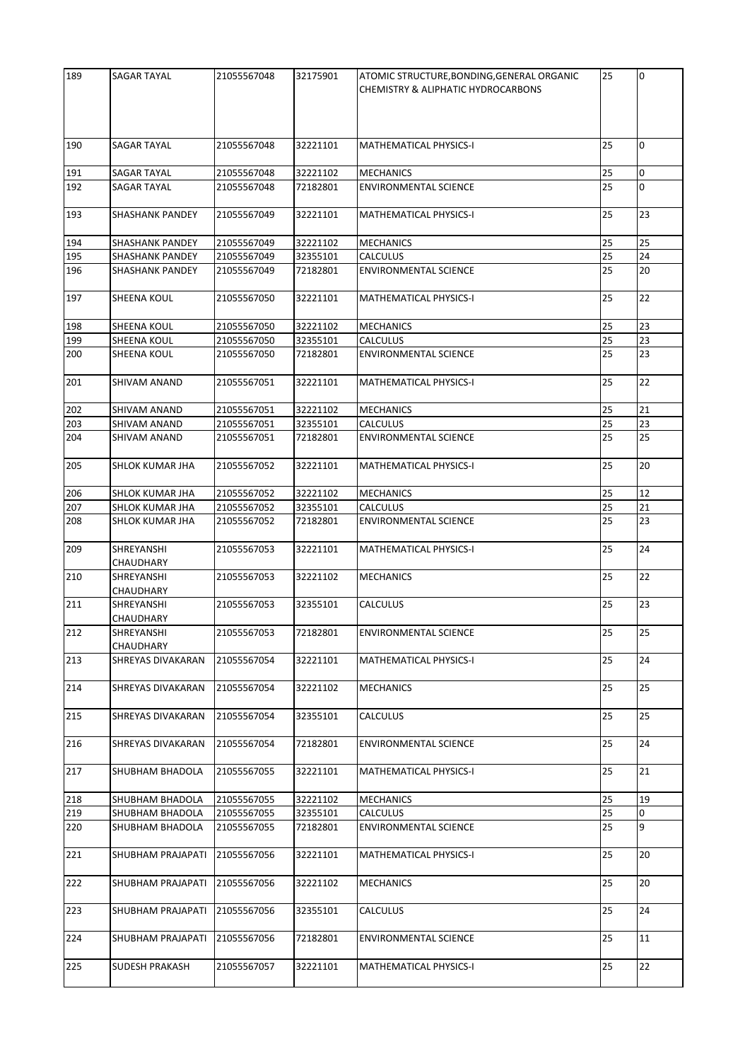| | | | | | | |
|---|---|---|---|---|---|---|
| 189 | SAGAR TAYAL | 21055567048 | 32175901 | ATOMIC STRUCTURE,BONDING,GENERAL ORGANIC CHEMISTRY & ALIPHATIC HYDROCARBONS | 25 | 0 |
| 190 | SAGAR TAYAL | 21055567048 | 32221101 | MATHEMATICAL PHYSICS-I | 25 | 0 |
| 191 | SAGAR TAYAL | 21055567048 | 32221102 | MECHANICS | 25 | 0 |
| 192 | SAGAR TAYAL | 21055567048 | 72182801 | ENVIRONMENTAL SCIENCE | 25 | 0 |
| 193 | SHASHANK PANDEY | 21055567049 | 32221101 | MATHEMATICAL PHYSICS-I | 25 | 23 |
| 194 | SHASHANK PANDEY | 21055567049 | 32221102 | MECHANICS | 25 | 25 |
| 195 | SHASHANK PANDEY | 21055567049 | 32355101 | CALCULUS | 25 | 24 |
| 196 | SHASHANK PANDEY | 21055567049 | 72182801 | ENVIRONMENTAL SCIENCE | 25 | 20 |
| 197 | SHEENA KOUL | 21055567050 | 32221101 | MATHEMATICAL PHYSICS-I | 25 | 22 |
| 198 | SHEENA KOUL | 21055567050 | 32221102 | MECHANICS | 25 | 23 |
| 199 | SHEENA KOUL | 21055567050 | 32355101 | CALCULUS | 25 | 23 |
| 200 | SHEENA KOUL | 21055567050 | 72182801 | ENVIRONMENTAL SCIENCE | 25 | 23 |
| 201 | SHIVAM ANAND | 21055567051 | 32221101 | MATHEMATICAL PHYSICS-I | 25 | 22 |
| 202 | SHIVAM ANAND | 21055567051 | 32221102 | MECHANICS | 25 | 21 |
| 203 | SHIVAM ANAND | 21055567051 | 32355101 | CALCULUS | 25 | 23 |
| 204 | SHIVAM ANAND | 21055567051 | 72182801 | ENVIRONMENTAL SCIENCE | 25 | 25 |
| 205 | SHLOK KUMAR JHA | 21055567052 | 32221101 | MATHEMATICAL PHYSICS-I | 25 | 20 |
| 206 | SHLOK KUMAR JHA | 21055567052 | 32221102 | MECHANICS | 25 | 12 |
| 207 | SHLOK KUMAR JHA | 21055567052 | 32355101 | CALCULUS | 25 | 21 |
| 208 | SHLOK KUMAR JHA | 21055567052 | 72182801 | ENVIRONMENTAL SCIENCE | 25 | 23 |
| 209 | SHREYANSHI CHAUDHARY | 21055567053 | 32221101 | MATHEMATICAL PHYSICS-I | 25 | 24 |
| 210 | SHREYANSHI CHAUDHARY | 21055567053 | 32221102 | MECHANICS | 25 | 22 |
| 211 | SHREYANSHI CHAUDHARY | 21055567053 | 32355101 | CALCULUS | 25 | 23 |
| 212 | SHREYANSHI CHAUDHARY | 21055567053 | 72182801 | ENVIRONMENTAL SCIENCE | 25 | 25 |
| 213 | SHREYAS DIVAKARAN | 21055567054 | 32221101 | MATHEMATICAL PHYSICS-I | 25 | 24 |
| 214 | SHREYAS DIVAKARAN | 21055567054 | 32221102 | MECHANICS | 25 | 25 |
| 215 | SHREYAS DIVAKARAN | 21055567054 | 32355101 | CALCULUS | 25 | 25 |
| 216 | SHREYAS DIVAKARAN | 21055567054 | 72182801 | ENVIRONMENTAL SCIENCE | 25 | 24 |
| 217 | SHUBHAM BHADOLA | 21055567055 | 32221101 | MATHEMATICAL PHYSICS-I | 25 | 21 |
| 218 | SHUBHAM BHADOLA | 21055567055 | 32221102 | MECHANICS | 25 | 19 |
| 219 | SHUBHAM BHADOLA | 21055567055 | 32355101 | CALCULUS | 25 | 0 |
| 220 | SHUBHAM BHADOLA | 21055567055 | 72182801 | ENVIRONMENTAL SCIENCE | 25 | 9 |
| 221 | SHUBHAM PRAJAPATI | 21055567056 | 32221101 | MATHEMATICAL PHYSICS-I | 25 | 20 |
| 222 | SHUBHAM PRAJAPATI | 21055567056 | 32221102 | MECHANICS | 25 | 20 |
| 223 | SHUBHAM PRAJAPATI | 21055567056 | 32355101 | CALCULUS | 25 | 24 |
| 224 | SHUBHAM PRAJAPATI | 21055567056 | 72182801 | ENVIRONMENTAL SCIENCE | 25 | 11 |
| 225 | SUDESH PRAKASH | 21055567057 | 32221101 | MATHEMATICAL PHYSICS-I | 25 | 22 |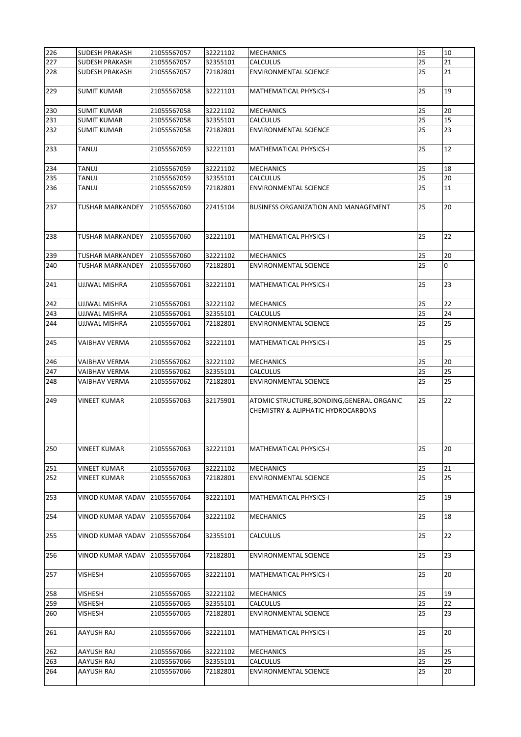| | | | | | | |
|---|---|---|---|---|---|---|
| 226 | SUDESH PRAKASH | 21055567057 | 32221102 | MECHANICS | 25 | 10 |
| 227 | SUDESH PRAKASH | 21055567057 | 32355101 | CALCULUS | 25 | 21 |
| 228 | SUDESH PRAKASH | 21055567057 | 72182801 | ENVIRONMENTAL SCIENCE | 25 | 21 |
| 229 | SUMIT KUMAR | 21055567058 | 32221101 | MATHEMATICAL PHYSICS-I | 25 | 19 |
| 230 | SUMIT KUMAR | 21055567058 | 32221102 | MECHANICS | 25 | 20 |
| 231 | SUMIT KUMAR | 21055567058 | 32355101 | CALCULUS | 25 | 15 |
| 232 | SUMIT KUMAR | 21055567058 | 72182801 | ENVIRONMENTAL SCIENCE | 25 | 23 |
| 233 | TANUJ | 21055567059 | 32221101 | MATHEMATICAL PHYSICS-I | 25 | 12 |
| 234 | TANUJ | 21055567059 | 32221102 | MECHANICS | 25 | 18 |
| 235 | TANUJ | 21055567059 | 32355101 | CALCULUS | 25 | 20 |
| 236 | TANUJ | 21055567059 | 72182801 | ENVIRONMENTAL SCIENCE | 25 | 11 |
| 237 | TUSHAR MARKANDEY | 21055567060 | 22415104 | BUSINESS ORGANIZATION AND MANAGEMENT | 25 | 20 |
| 238 | TUSHAR MARKANDEY | 21055567060 | 32221101 | MATHEMATICAL PHYSICS-I | 25 | 22 |
| 239 | TUSHAR MARKANDEY | 21055567060 | 32221102 | MECHANICS | 25 | 20 |
| 240 | TUSHAR MARKANDEY | 21055567060 | 72182801 | ENVIRONMENTAL SCIENCE | 25 | 0 |
| 241 | UJJWAL MISHRA | 21055567061 | 32221101 | MATHEMATICAL PHYSICS-I | 25 | 23 |
| 242 | UJJWAL MISHRA | 21055567061 | 32221102 | MECHANICS | 25 | 22 |
| 243 | UJJWAL MISHRA | 21055567061 | 32355101 | CALCULUS | 25 | 24 |
| 244 | UJJWAL MISHRA | 21055567061 | 72182801 | ENVIRONMENTAL SCIENCE | 25 | 25 |
| 245 | VAIBHAV VERMA | 21055567062 | 32221101 | MATHEMATICAL PHYSICS-I | 25 | 25 |
| 246 | VAIBHAV VERMA | 21055567062 | 32221102 | MECHANICS | 25 | 20 |
| 247 | VAIBHAV VERMA | 21055567062 | 32355101 | CALCULUS | 25 | 25 |
| 248 | VAIBHAV VERMA | 21055567062 | 72182801 | ENVIRONMENTAL SCIENCE | 25 | 25 |
| 249 | VINEET KUMAR | 21055567063 | 32175901 | ATOMIC STRUCTURE,BONDING,GENERAL ORGANIC CHEMISTRY & ALIPHATIC HYDROCARBONS | 25 | 22 |
| 250 | VINEET KUMAR | 21055567063 | 32221101 | MATHEMATICAL PHYSICS-I | 25 | 20 |
| 251 | VINEET KUMAR | 21055567063 | 32221102 | MECHANICS | 25 | 21 |
| 252 | VINEET KUMAR | 21055567063 | 72182801 | ENVIRONMENTAL SCIENCE | 25 | 25 |
| 253 | VINOD KUMAR YADAV | 21055567064 | 32221101 | MATHEMATICAL PHYSICS-I | 25 | 19 |
| 254 | VINOD KUMAR YADAV | 21055567064 | 32221102 | MECHANICS | 25 | 18 |
| 255 | VINOD KUMAR YADAV | 21055567064 | 32355101 | CALCULUS | 25 | 22 |
| 256 | VINOD KUMAR YADAV | 21055567064 | 72182801 | ENVIRONMENTAL SCIENCE | 25 | 23 |
| 257 | VISHESH | 21055567065 | 32221101 | MATHEMATICAL PHYSICS-I | 25 | 20 |
| 258 | VISHESH | 21055567065 | 32221102 | MECHANICS | 25 | 19 |
| 259 | VISHESH | 21055567065 | 32355101 | CALCULUS | 25 | 22 |
| 260 | VISHESH | 21055567065 | 72182801 | ENVIRONMENTAL SCIENCE | 25 | 23 |
| 261 | AAYUSH RAJ | 21055567066 | 32221101 | MATHEMATICAL PHYSICS-I | 25 | 20 |
| 262 | AAYUSH RAJ | 21055567066 | 32221102 | MECHANICS | 25 | 25 |
| 263 | AAYUSH RAJ | 21055567066 | 32355101 | CALCULUS | 25 | 25 |
| 264 | AAYUSH RAJ | 21055567066 | 72182801 | ENVIRONMENTAL SCIENCE | 25 | 20 |